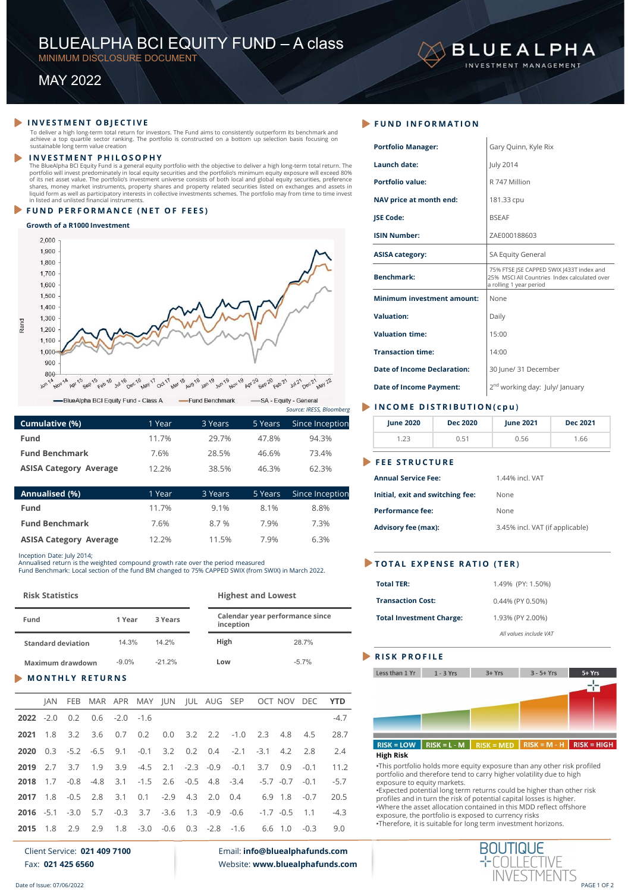# BLUEALPHA BCI EQUITY FUND – A class

MINIMUM DISCLOSURE DOCUMENT

MAY 2022

BLUEALPHA INVESTMENT MANAGEMENT

## INVESTMENT OBJECTIVE

To deliver a high long-term total return for investors. The Fund aims to consistently outperform its benchmark and achieve a top quartile sector ranking. The portfolio is constructed on a bottom up selection basis focusing on sustainable long term value creation

## INVESTMENT PHILOSOPHY

The BlueAlpha BCI Equity Fund is a general equity portfolio with the objective to deliver a high long-term total return. The portfolio will invest predominately in local equity securities and the portfolio's minimum equity exposure will exceed 80% of its net asset value. The portfolio's investment universe consists of both local and global equity securities, preference shares, money market instruments, property shares and property related securities listed on exchanges and assets in liquid form as well as participatory interests in collective investments schemes. The portfolio may from time to time invest in listed and unlisted financial instruments.

## FUND PERFORMANCE (NET OF FEES)

**Growth of a R1000 Investment**

Legend: BlueAlpha BCI Equity Fund - Class A; Fund Benchmark; SA - Equity - General

*Source: IRESS, Bloomberg*

| Cumulative (%) | 1 Year | 3 Years | 5 Years | Since Inception |
|---|---|---|---|---|
| Fund | 11.7% | 29.7% | 47.8% | 94.3% |
| Fund Benchmark | 7.6% | 28.5% | 46.6% | 73.4% |
| ASISA Category Average | 12.2% | 38.5% | 46.3% | 62.3% |

| Annualised (%) | 1 Year | 3 Years | 5 Years | Since Inception |
|---|---|---|---|---|
| Fund | 11.7% | 9.1% | 8.1% | 8.8% |
| Fund Benchmark | 7.6% | 8.7 % | 7.9% | 7.3% |
| ASISA Category Average | 12.2% | 11.5% | 7.9% | 6.3% |

Inception Date: July 2014;
Annualised return is the weighted compound growth rate over the period measured
Fund Benchmark: Local section of the fund BM changed to 75% CAPPED SWIX (from SWIX) in March 2022.

### Risk Statistics

| Fund | 1 Year | 3 Years |
|---|---|---|
| Standard deviation | 14.3% | 14.2% |
| Maximum drawdown | -9.0% | -21.2% |

### Highest and Lowest

| Calendar year performance since inception | |
|---|---|
| High | 28.7% |
| Low | -5.7% |

## MONTHLY RETURNS

| | JAN | FEB | MAR | APR | MAY | JUN | JUL | AUG | SEP | OCT | NOV | DEC | YTD |
|---|---|---|---|---|---|---|---|---|---|---|---|---|---|
| 2022 | -2.0 | 0.2 | 0.6 | -2.0 | -1.6 | | | | | | | | -4.7 |
| 2021 | 1.8 | 3.2 | 3.6 | 0.7 | 0.2 | 0.0 | 3.2 | 2.2 | -1.0 | 2.3 | 4.8 | 4.5 | 28.7 |
| 2020 | 0.3 | -5.2 | -6.5 | 9.1 | -0.1 | 3.2 | 0.2 | 0.4 | -2.1 | -3.1 | 4.2 | 2.8 | 2.4 |
| 2019 | 2.7 | 3.7 | 1.9 | 3.9 | -4.5 | 2.1 | -2.3 | -0.9 | -0.1 | 3.7 | 0.9 | -0.1 | 11.2 |
| 2018 | 1.7 | -0.8 | -4.8 | 3.1 | -1.5 | 2.6 | -0.5 | 4.8 | -3.4 | -5.7 | -0.7 | -0.1 | -5.7 |
| 2017 | 1.8 | -0.5 | 2.8 | 3.1 | 0.1 | -2.9 | 4.3 | 2.0 | 0.4 | 6.9 | 1.8 | -0.7 | 20.5 |
| 2016 | -5.1 | -3.0 | 5.7 | -0.3 | 3.7 | -3.6 | 1.3 | -0.9 | -0.6 | -1.7 | -0.5 | 1.1 | -4.3 |
| 2015 | 1.8 | 2.9 | 2.9 | 1.8 | -3.0 | -0.6 | 0.3 | -2.8 | -1.6 | 6.6 | 1.0 | -0.3 | 9.0 |

## FUND INFORMATION

| | |
|---|---|
| **Portfolio Manager:** | Gary Quinn, Kyle Rix |
| **Launch date:** | July 2014 |
| **Portfolio value:** | R 747 Million |
| **NAV price at month end:** | 181.33 cpu |
| **JSE Code:** | BSEAF |
| **ISIN Number:** | ZAE000188603 |
| **ASISA category:** | SA Equity General |
| **Benchmark:** | 75% FTSE JSE CAPPED SWIX J433T index and 25% MSCI All Countries Index calculated over a rolling 1 year period |
| **Minimum investment amount:** | None |
| **Valuation:** | Daily |
| **Valuation time:** | 15:00 |
| **Transaction time:** | 14:00 |
| **Date of Income Declaration:** | 30 June/ 31 December |
| **Date of Income Payment:** | 2nd working day: July/ January |

## INCOME DISTRIBUTION(cpu)

| June 2020 | Dec 2020 | June 2021 | Dec 2021 |
|---|---|---|---|
| 1.23 | 0.51 | 0.56 | 1.66 |

## FEE STRUCTURE

| | |
|---|---|
| **Annual Service Fee:** | 1.44% incl. VAT |
| **Initial, exit and switching fee:** | None |
| **Performance fee:** | None |
| **Advisory fee (max):** | 3.45% incl. VAT (if applicable) |

## TOTAL EXPENSE RATIO (TER)

| | |
|---|---|
| **Total TER:** | 1.49% (PY: 1.50%) |
| **Transaction Cost:** | 0.44% (PY 0.50%) |
| **Total Investment Charge:** | 1.93% (PY 2.00%) |

*All values include VAT*

## RISK PROFILE

Less than 1 Yr | 1 - 3 Yrs | 3+ Yrs | 3 - 5+ Yrs | 5+ Yrs

RISK = LOW | RISK = L - M | RISK = MED | RISK = M - H | RISK = HIGH

**High Risk**

- This portfolio holds more equity exposure than any other risk profiled portfolio and therefore tend to carry higher volatility due to high exposure to equity markets.
- Expected potential long term returns could be higher than other risk profiles and in turn the risk of potential capital losses is higher.
- Where the asset allocation contained in this MDD reflect offshore exposure, the portfolio is exposed to currency risks
- Therefore, it is suitable for long term investment horizons.

Client Service: **021 409 7100**
Fax: **021 425 6560**

Email: **info@bluealphafunds.com**
Website: **www.bluealphafunds.com**

BOUTIQUE COLLECTIVE INVESTMENTS

Date of Issue: 07/06/2022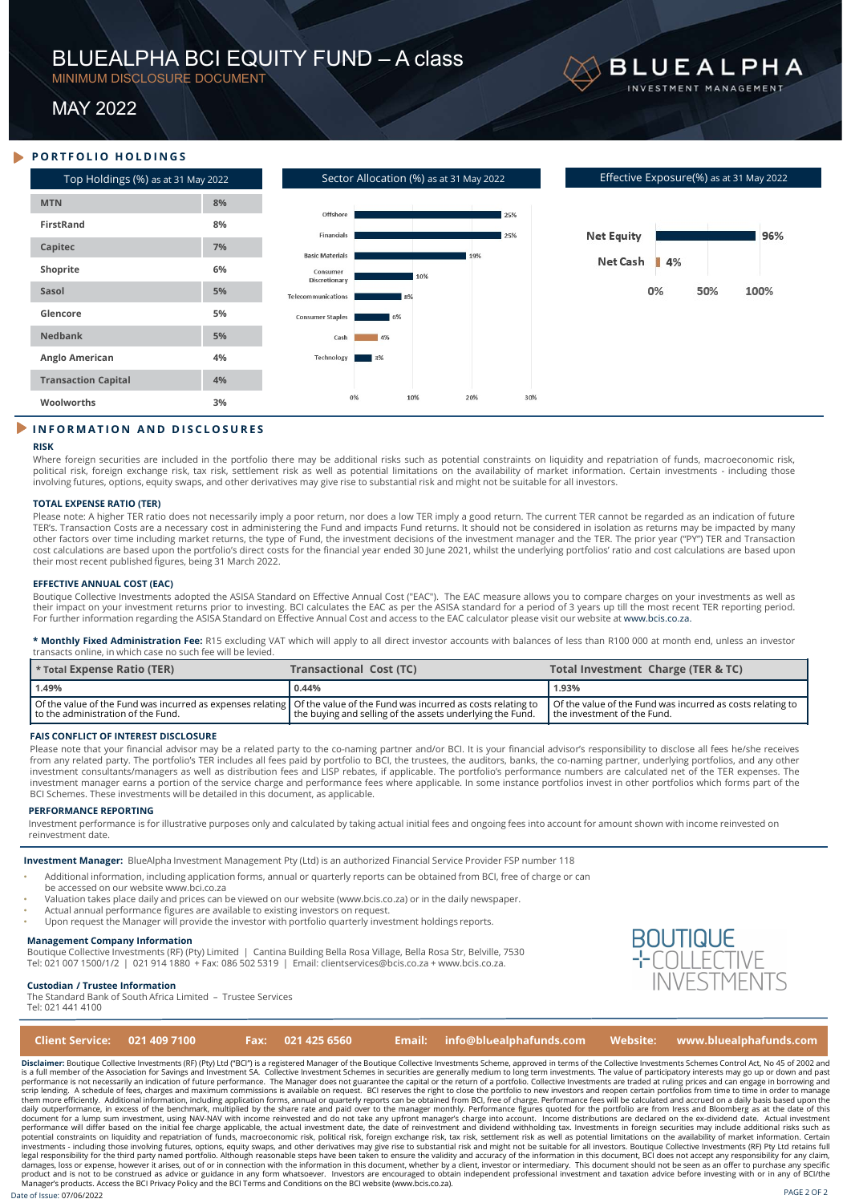# BLUEALPHA BCI EQUITY FUND – A class

MINIMUM DISCLOSURE DOCUMENT

MAY 2022

BLUEALPHA INVESTMENT MANAGEMENT

## PORTFOLIO HOLDINGS

**Top Holdings (%) as at 31 May 2022**

| | |
|---|---|
| MTN | 8% |
| FirstRand | 8% |
| Capitec | 7% |
| Shoprite | 6% |
| Sasol | 5% |
| Glencore | 5% |
| Nedbank | 5% |
| Anglo American | 4% |
| Transaction Capital | 4% |
| Woolworths | 3% |

**Sector Allocation (%) as at 31 May 2022**

Offshore 25%
Financials 25%
Basic Materials 19%
Consumer Discretionary 10%
Telecommunications 8%
Consumer Staples 6%
Cash 4%
Technology 3%
0% 10% 20% 30%

**Effective Exposure(%) as at 31 May 2022**

Net Equity 96%
Net Cash 4%
0% 50% 100%

## INFORMATION AND DISCLOSURES

### RISK

Where foreign securities are included in the portfolio there may be additional risks such as potential constraints on liquidity and repatriation of funds, macroeconomic risk, political risk, foreign exchange risk, tax risk, settlement risk as well as potential limitations on the availability of market information. Certain investments - including those involving futures, options, equity swaps, and other derivatives may give rise to substantial risk and might not be suitable for all investors.

### TOTAL EXPENSE RATIO (TER)

Please note: A higher TER ratio does not necessarily imply a poor return, nor does a low TER imply a good return. The current TER cannot be regarded as an indication of future TER's. Transaction Costs are a necessary cost in administering the Fund and impacts Fund returns. It should not be considered in isolation as returns may be impacted by many other factors over time including market returns, the type of Fund, the investment decisions of the investment manager and the TER. The prior year ("PY") TER and Transaction cost calculations are based upon the portfolio's direct costs for the financial year ended 30 June 2021, whilst the underlying portfolios' ratio and cost calculations are based upon their most recent published figures, being 31 March 2022.

### EFFECTIVE ANNUAL COST (EAC)

Boutique Collective Investments adopted the ASISA Standard on Effective Annual Cost ("EAC"). The EAC measure allows you to compare charges on your investments as well as their impact on your investment returns prior to investing. BCI calculates the EAC as per the ASISA standard for a period of 3 years up till the most recent TER reporting period. For further information regarding the ASISA Standard on Effective Annual Cost and access to the EAC calculator please visit our website at www.bcis.co.za.

**\* Monthly Fixed Administration Fee:** R15 excluding VAT which will apply to all direct investor accounts with balances of less than R100 000 at month end, unless an investor transacts online, in which case no such fee will be levied.

| * Total Expense Ratio (TER) | Transactional Cost (TC) | Total Investment Charge (TER & TC) |
|---|---|---|
| 1.49% | 0.44% | 1.93% |
| Of the value of the Fund was incurred as expenses relating to the administration of the Fund. | Of the value of the Fund was incurred as costs relating to the buying and selling of the assets underlying the Fund. | Of the value of the Fund was incurred as costs relating to the investment of the Fund. |

### FAIS CONFLICT OF INTEREST DISCLOSURE

Please note that your financial advisor may be a related party to the co-naming partner and/or BCI. It is your financial advisor's responsibility to disclose all fees he/she receives from any related party. The portfolio's TER includes all fees paid by portfolio to BCI, the trustees, the auditors, banks, the co-naming partner, underlying portfolios, and any other investment consultants/managers as well as distribution fees and LISP rebates, if applicable. The portfolio's performance numbers are calculated net of the TER expenses. The investment manager earns a portion of the service charge and performance fees where applicable. In some instance portfolios invest in other portfolios which forms part of the BCI Schemes. These investments will be detailed in this document, as applicable.

### PERFORMANCE REPORTING

Investment performance is for illustrative purposes only and calculated by taking actual initial fees and ongoing fees into account for amount shown with income reinvested on reinvestment date.

**Investment Manager:** BlueAlpha Investment Management Pty (Ltd) is an authorized Financial Service Provider FSP number 118

- Additional information, including application forms, annual or quarterly reports can be obtained from BCI, free of charge or can be accessed on our website www.bci.co.za
- Valuation takes place daily and prices can be viewed on our website (www.bcis.co.za) or in the daily newspaper.
- Actual annual performance figures are available to existing investors on request.
- Upon request the Manager will provide the investor with portfolio quarterly investment holdings reports.

**Management Company Information**
Boutique Collective Investments (RF) (Pty) Limited | Cantina Building Bella Rosa Village, Bella Rosa Str, Belville, 7530
Tel: 021 007 1500/1/2 | 021 914 1880 + Fax: 086 502 5319 | Email: clientservices@bcis.co.za + www.bcis.co.za.

**Custodian / Trustee Information**
The Standard Bank of South Africa Limited – Trustee Services
Tel: 021 441 4100

BOUTIQUE COLLECTIVE INVESTMENTS

**Client Service:** 021 409 7100 **Fax:** 021 425 6560 **Email:** info@bluealphafunds.com **Website:** www.bluealphafunds.com

**Disclaimer:** Boutique Collective Investments (RF) (Pty) Ltd ("BCI") is a registered Manager of the Boutique Collective Investments Scheme, approved in terms of the Collective Investments Schemes Control Act, No 45 of 2002 and is a full member of the Association for Savings and Investment SA. Collective Investment Schemes in securities are generally medium to long term investments. The value of participatory interests may go up or down and past performance is not necessarily an indication of future performance. The Manager does not guarantee the capital or the return of a portfolio. Collective Investments are traded at ruling prices and can engage in borrowing and scrip lending. A schedule of fees, charges and maximum commissions is available on request. BCI reserves the right to close the portfolio to new investors and reopen certain portfolios from time to time in order to manage them more efficiently. Additional information, including application forms, annual or quarterly reports can be obtained from BCI, free of charge. Performance fees will be calculated and accrued on a daily basis based upon the daily outperformance, in excess of the benchmark, multiplied by the share rate and paid over to the manager monthly. Performance figures quoted for the portfolio are from Iress and Bloomberg as at the date of this document for a lump sum investment, using NAV-NAV with income reinvested and do not take any upfront manager's charge into account. Income distributions are declared on the ex-dividend date. Actual investment performance will differ based on the initial fee charge applicable, the actual investment date, the date of reinvestment and dividend withholding tax. Investments in foreign securities may include additional risks such as potential constraints on liquidity and repatriation of funds, macroeconomic risk, political risk, foreign exchange risk, tax risk, settlement risk as well as potential limitations on the availability of market information. Certain investments - including those involving futures, options, equity swaps, and other derivatives may give rise to substantial risk and might not be suitable for all investors. Boutique Collective Investments (RF) Pty Ltd retains full legal responsibility for the third party named portfolio. Although reasonable steps have been taken to ensure the validity and accuracy of the information in this document, BCI does not accept any responsibility for any claim, damages, loss or expense, however it arises, out of or in connection with the information in this document, whether by a client, investor or intermediary. This document should not be seen as an offer to purchase any specific product and is not to be construed as advice or guidance in any form whatsoever. Investors are encouraged to obtain independent professional investment and taxation advice before investing with or in any of BCI/the Manager's products. Access the BCI Privacy Policy and the BCI Terms and Conditions on the BCI website (www.bcis.co.za).

Date of Issue: 07/06/2022